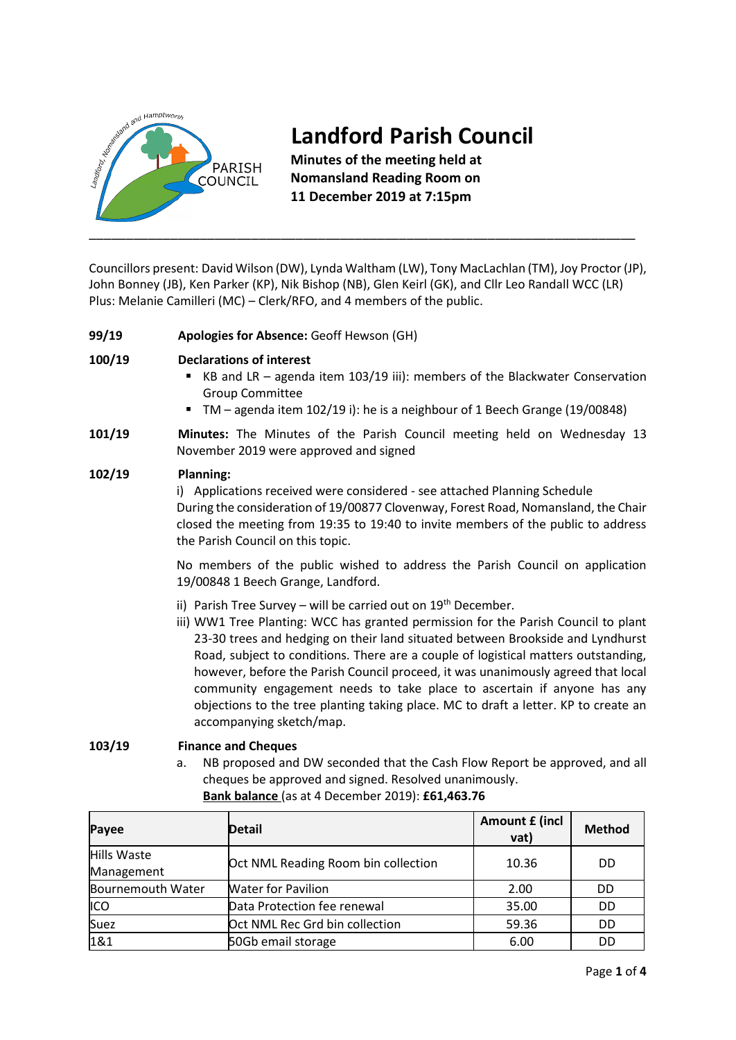# Landford Parish Council

**Minutes of the meeting held at Nomansland Reading Room on 11 December 2019 at 7:15pm**

---

Councillors present: David Wilson (DW), Lynda Waltham (LW), Tony MacLachlan (TM), Joy Proctor (JP), John Bonney (JB), Ken Parker (KP), Nik Bishop (NB), Glen Keirl (GK), and Cllr Leo Randall WCC (LR)
Plus: Melanie Camilleri (MC) – Clerk/RFO, and 4 members of the public.

**99/19** **Apologies for Absence:** Geoff Hewson (GH)

**100/19** **Declarations of interest**

- KB and LR – agenda item 103/19 iii): members of the Blackwater Conservation Group Committee
- TM – agenda item 102/19 i): he is a neighbour of 1 Beech Grange (19/00848)

**101/19** **Minutes:** The Minutes of the Parish Council meeting held on Wednesday 13 November 2019 were approved and signed

**102/19** **Planning:**

i) Applications received were considered - see attached Planning Schedule
During the consideration of 19/00877 Clovenway, Forest Road, Nomansland, the Chair closed the meeting from 19:35 to 19:40 to invite members of the public to address the Parish Council on this topic.

No members of the public wished to address the Parish Council on application 19/00848 1 Beech Grange, Landford.

ii) Parish Tree Survey – will be carried out on 19th December.

iii) WW1 Tree Planting: WCC has granted permission for the Parish Council to plant 23-30 trees and hedging on their land situated between Brookside and Lyndhurst Road, subject to conditions. There are a couple of logistical matters outstanding, however, before the Parish Council proceed, it was unanimously agreed that local community engagement needs to take place to ascertain if anyone has any objections to the tree planting taking place. MC to draft a letter. KP to create an accompanying sketch/map.

**103/19** **Finance and Cheques**

a. NB proposed and DW seconded that the Cash Flow Report be approved, and all cheques be approved and signed. Resolved unanimously.
**Bank balance** (as at 4 December 2019): **£61,463.76**

| Payee | Detail | Amount £ (incl vat) | Method |
|---|---|---|---|
| Hills Waste Management | Oct NML Reading Room bin collection | 10.36 | DD |
| Bournemouth Water | Water for Pavilion | 2.00 | DD |
| ICO | Data Protection fee renewal | 35.00 | DD |
| Suez | Oct NML Rec Grd bin collection | 59.36 | DD |
| 1&1 | 50Gb email storage | 6.00 | DD |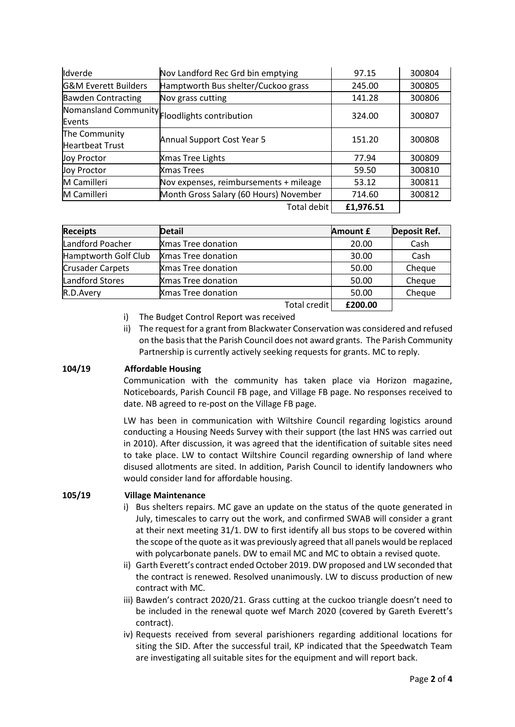| | | | |
|---|---|---|---|
| Idverde | Nov Landford Rec Grd bin emptying | 97.15 | 300804 |
| G&M Everett Builders | Hamptworth Bus shelter/Cuckoo grass | 245.00 | 300805 |
| Bawden Contracting | Nov grass cutting | 141.28 | 300806 |
| Nomansland Community Events | Floodlights contribution | 324.00 | 300807 |
| The Community Heartbeat Trust | Annual Support Cost Year 5 | 151.20 | 300808 |
| Joy Proctor | Xmas Tree Lights | 77.94 | 300809 |
| Joy Proctor | Xmas Trees | 59.50 | 300810 |
| M Camilleri | Nov expenses, reimbursements + mileage | 53.12 | 300811 |
| M Camilleri | Month Gross Salary (60 Hours) November | 714.60 | 300812 |
| | Total debit | **£1,976.51** | |

| **Receipts** | **Detail** | **Amount £** | **Deposit Ref.** |
|---|---|---|---|
| Landford Poacher | Xmas Tree donation | 20.00 | Cash |
| Hamptworth Golf Club | Xmas Tree donation | 30.00 | Cash |
| Crusader Carpets | Xmas Tree donation | 50.00 | Cheque |
| Landford Stores | Xmas Tree donation | 50.00 | Cheque |
| R.D.Avery | Xmas Tree donation | 50.00 | Cheque |
| | Total credit | **£200.00** | |

i) The Budget Control Report was received

ii) The request for a grant from Blackwater Conservation was considered and refused on the basis that the Parish Council does not award grants. The Parish Community Partnership is currently actively seeking requests for grants. MC to reply.

**104/19 Affordable Housing**

Communication with the community has taken place via Horizon magazine, Noticeboards, Parish Council FB page, and Village FB page. No responses received to date. NB agreed to re-post on the Village FB page.

LW has been in communication with Wiltshire Council regarding logistics around conducting a Housing Needs Survey with their support (the last HNS was carried out in 2010). After discussion, it was agreed that the identification of suitable sites need to take place. LW to contact Wiltshire Council regarding ownership of land where disused allotments are sited. In addition, Parish Council to identify landowners who would consider land for affordable housing.

**105/19 Village Maintenance**

i) Bus shelters repairs. MC gave an update on the status of the quote generated in July, timescales to carry out the work, and confirmed SWAB will consider a grant at their next meeting 31/1. DW to first identify all bus stops to be covered within the scope of the quote as it was previously agreed that all panels would be replaced with polycarbonate panels. DW to email MC and MC to obtain a revised quote.

ii) Garth Everett's contract ended October 2019. DW proposed and LW seconded that the contract is renewed. Resolved unanimously. LW to discuss production of new contract with MC.

iii) Bawden's contract 2020/21. Grass cutting at the cuckoo triangle doesn't need to be included in the renewal quote wef March 2020 (covered by Gareth Everett's contract).

iv) Requests received from several parishioners regarding additional locations for siting the SID. After the successful trail, KP indicated that the Speedwatch Team are investigating all suitable sites for the equipment and will report back.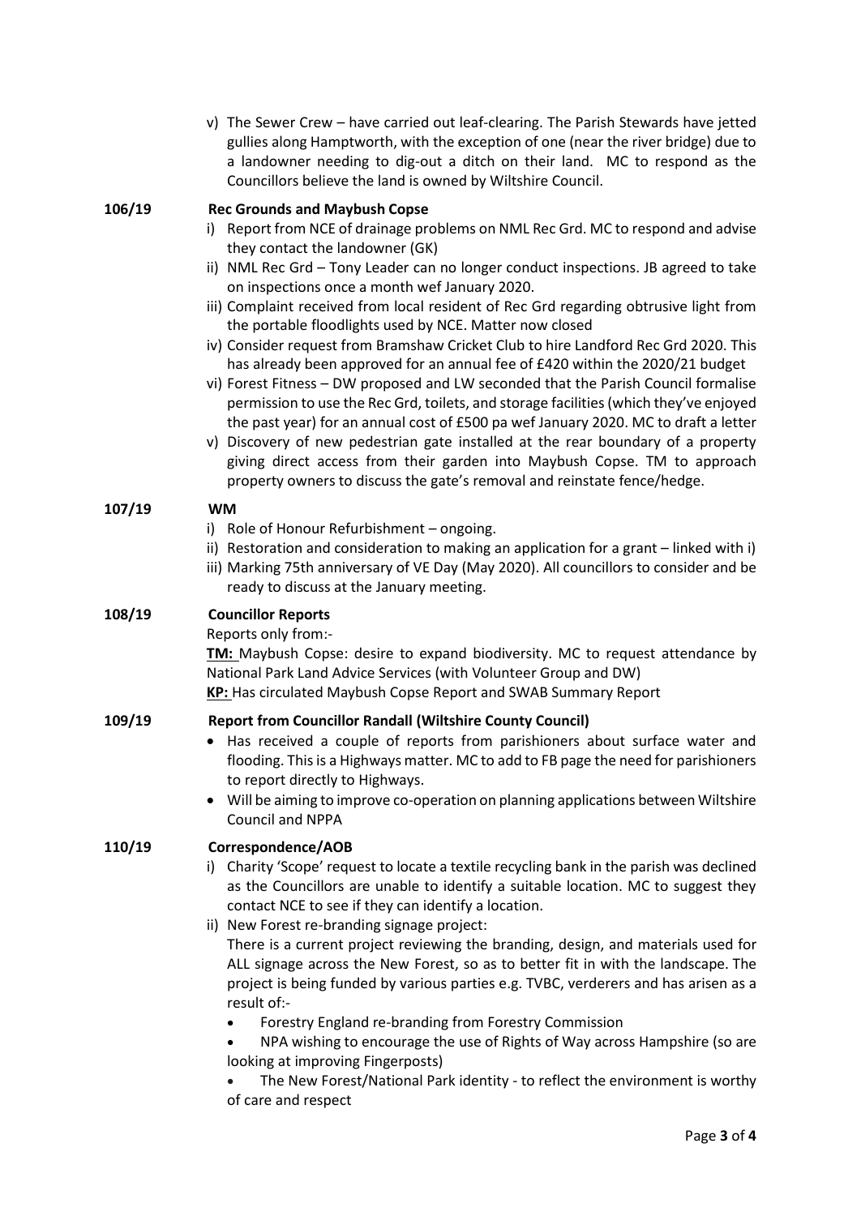v) The Sewer Crew – have carried out leaf-clearing. The Parish Stewards have jetted gullies along Hamptworth, with the exception of one (near the river bridge) due to a landowner needing to dig-out a ditch on their land. MC to respond as the Councillors believe the land is owned by Wiltshire Council.

**106/19 Rec Grounds and Maybush Copse**

i) Report from NCE of drainage problems on NML Rec Grd. MC to respond and advise they contact the landowner (GK)
ii) NML Rec Grd – Tony Leader can no longer conduct inspections. JB agreed to take on inspections once a month wef January 2020.
iii) Complaint received from local resident of Rec Grd regarding obtrusive light from the portable floodlights used by NCE. Matter now closed
iv) Consider request from Bramshaw Cricket Club to hire Landford Rec Grd 2020. This has already been approved for an annual fee of £420 within the 2020/21 budget
vi) Forest Fitness – DW proposed and LW seconded that the Parish Council formalise permission to use the Rec Grd, toilets, and storage facilities (which they've enjoyed the past year) for an annual cost of £500 pa wef January 2020. MC to draft a letter
v) Discovery of new pedestrian gate installed at the rear boundary of a property giving direct access from their garden into Maybush Copse. TM to approach property owners to discuss the gate's removal and reinstate fence/hedge.

**107/19 WM**

i) Role of Honour Refurbishment – ongoing.
ii) Restoration and consideration to making an application for a grant – linked with i)
iii) Marking 75th anniversary of VE Day (May 2020). All councillors to consider and be ready to discuss at the January meeting.

**108/19 Councillor Reports**

Reports only from:-

**TM:** Maybush Copse: desire to expand biodiversity. MC to request attendance by National Park Land Advice Services (with Volunteer Group and DW)

**KP:** Has circulated Maybush Copse Report and SWAB Summary Report

**109/19 Report from Councillor Randall (Wiltshire County Council)**

- Has received a couple of reports from parishioners about surface water and flooding. This is a Highways matter. MC to add to FB page the need for parishioners to report directly to Highways.
- Will be aiming to improve co-operation on planning applications between Wiltshire Council and NPPA

**110/19 Correspondence/AOB**

i) Charity 'Scope' request to locate a textile recycling bank in the parish was declined as the Councillors are unable to identify a suitable location. MC to suggest they contact NCE to see if they can identify a location.
ii) New Forest re-branding signage project:

There is a current project reviewing the branding, design, and materials used for ALL signage across the New Forest, so as to better fit in with the landscape. The project is being funded by various parties e.g. TVBC, verderers and has arisen as a result of:-

- Forestry England re-branding from Forestry Commission
- NPA wishing to encourage the use of Rights of Way across Hampshire (so are looking at improving Fingerposts)
- The New Forest/National Park identity - to reflect the environment is worthy of care and respect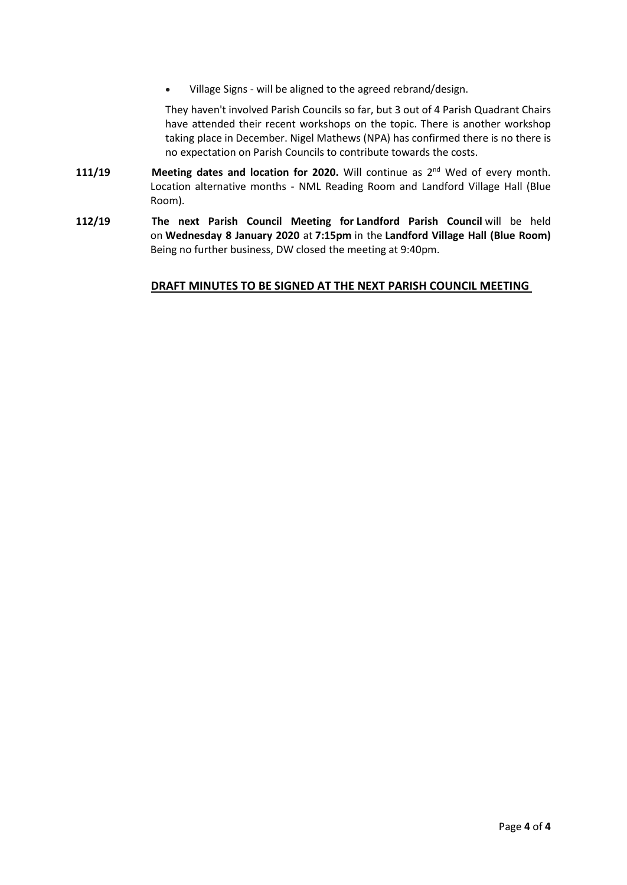- Village Signs - will be aligned to the agreed rebrand/design.

They haven't involved Parish Councils so far, but 3 out of 4 Parish Quadrant Chairs have attended their recent workshops on the topic. There is another workshop taking place in December. Nigel Mathews (NPA) has confirmed there is no there is no expectation on Parish Councils to contribute towards the costs.

**111/19** **Meeting dates and location for 2020.** Will continue as 2nd Wed of every month. Location alternative months - NML Reading Room and Landford Village Hall (Blue Room).

**112/19** **The next Parish Council Meeting for Landford Parish Council** will be held on **Wednesday 8 January 2020** at **7:15pm** in the **Landford Village Hall (Blue Room)** Being no further business, DW closed the meeting at 9:40pm.

**DRAFT MINUTES TO BE SIGNED AT THE NEXT PARISH COUNCIL MEETING**